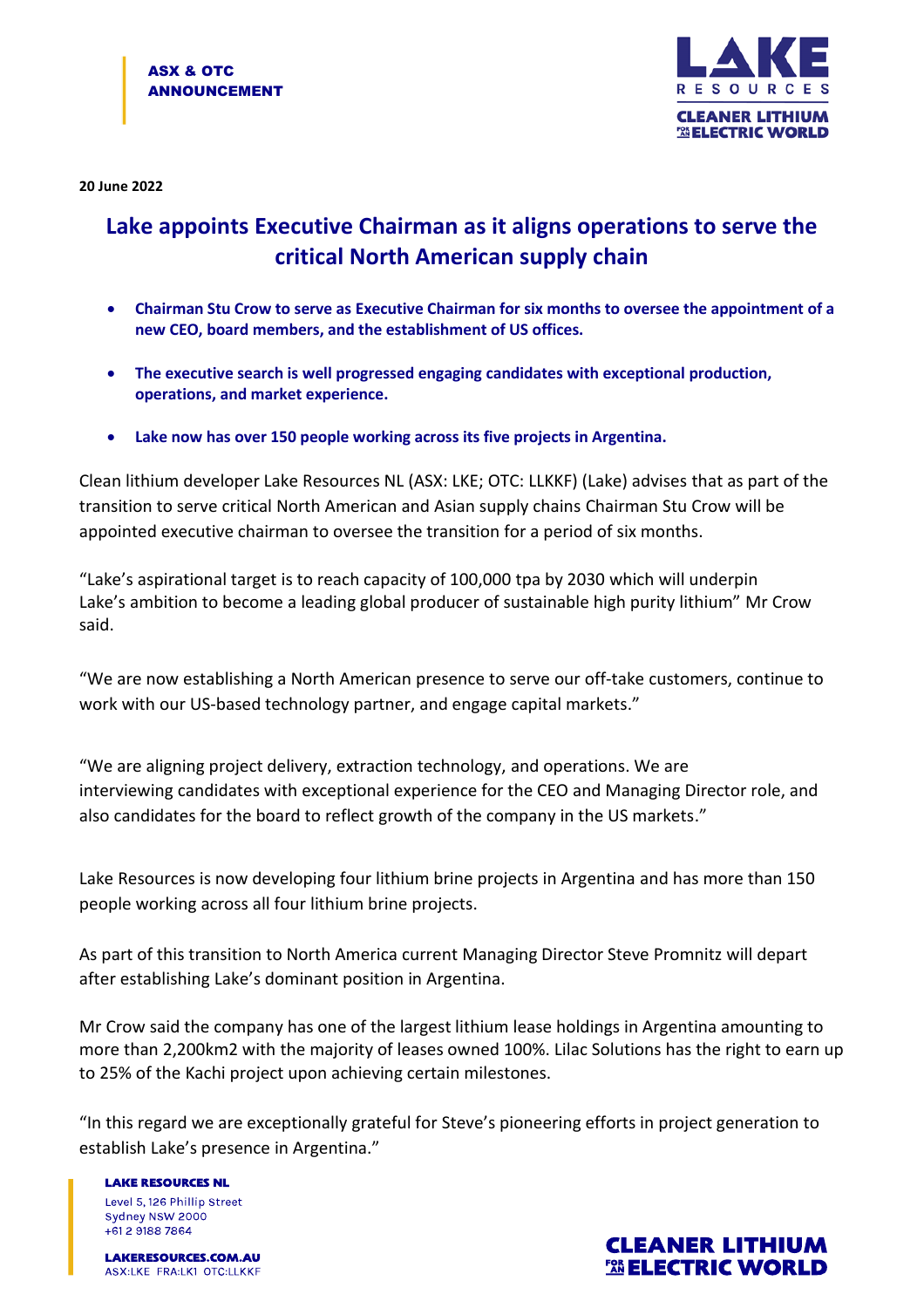ASX & OTC ANNOUNCEMENT

**20 June 2022**

# Lake appoints Executive Chairman as it aligns operations to serve the critical North American supply chain

- **Chairman Stu Crow to serve as Executive Chairman for six months to oversee the appointment of a new CEO, board members, and the establishment of US offices.**
- **The executive search is well progressed engaging candidates with exceptional production, operations, and market experience.**
- **Lake now has over 150 people working across its five projects in Argentina.**

Clean lithium developer Lake Resources NL (ASX: LKE; OTC: LLKKF) (Lake) advises that as part of the transition to serve critical North American and Asian supply chains Chairman Stu Crow will be appointed executive chairman to oversee the transition for a period of six months.

"Lake's aspirational target is to reach capacity of 100,000 tpa by 2030 which will underpin Lake's ambition to become a leading global producer of sustainable high purity lithium" Mr Crow said.

"We are now establishing a North American presence to serve our off-take customers, continue to work with our US-based technology partner, and engage capital markets."

"We are aligning project delivery, extraction technology, and operations. We are interviewing candidates with exceptional experience for the CEO and Managing Director role, and also candidates for the board to reflect growth of the company in the US markets."

Lake Resources is now developing four lithium brine projects in Argentina and has more than 150 people working across all four lithium brine projects.

As part of this transition to North America current Managing Director Steve Promnitz will depart after establishing Lake's dominant position in Argentina.

Mr Crow said the company has one of the largest lithium lease holdings in Argentina amounting to more than 2,200km2 with the majority of leases owned 100%. Lilac Solutions has the right to earn up to 25% of the Kachi project upon achieving certain milestones.

"In this regard we are exceptionally grateful for Steve's pioneering efforts in project generation to establish Lake's presence in Argentina."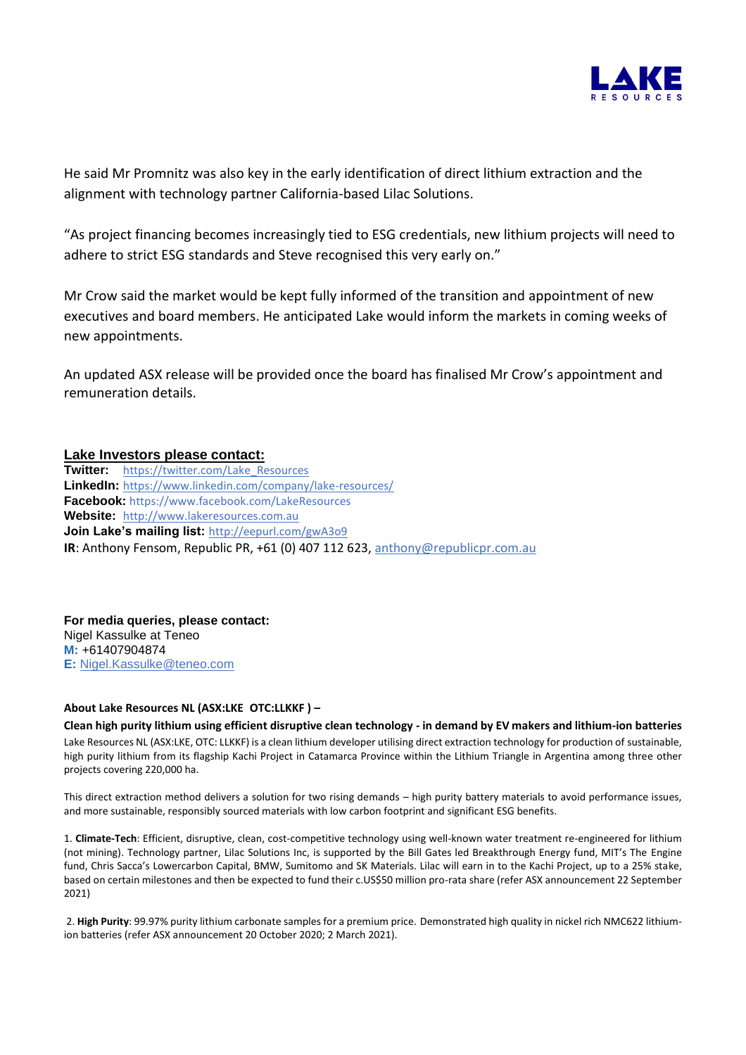He said Mr Promnitz was also key in the early identification of direct lithium extraction and the alignment with technology partner California-based Lilac Solutions.

"As project financing becomes increasingly tied to ESG credentials, new lithium projects will need to adhere to strict ESG standards and Steve recognised this very early on."

Mr Crow said the market would be kept fully informed of the transition and appointment of new executives and board members. He anticipated Lake would inform the markets in coming weeks of new appointments.

An updated ASX release will be provided once the board has finalised Mr Crow's appointment and remuneration details.

**Lake Investors please contact:**

**Twitter:** https://twitter.com/Lake_Resources
**LinkedIn:** https://www.linkedin.com/company/lake-resources/
**Facebook:** https://www.facebook.com/LakeResources
**Website:** http://www.lakeresources.com.au
**Join Lake's mailing list:** http://eepurl.com/gwA3o9
**IR**: Anthony Fensom, Republic PR, +61 (0) 407 112 623, anthony@republicpr.com.au

**For media queries, please contact:**
Nigel Kassulke at Teneo
**M:** +61407904874
**E:** Nigel.Kassulke@teneo.com

**About Lake Resources NL (ASX:LKE OTC:LLKKF ) –**

**Clean high purity lithium using efficient disruptive clean technology - in demand by EV makers and lithium-ion batteries**

Lake Resources NL (ASX:LKE, OTC: LLKKF) is a clean lithium developer utilising direct extraction technology for production of sustainable, high purity lithium from its flagship Kachi Project in Catamarca Province within the Lithium Triangle in Argentina among three other projects covering 220,000 ha.

This direct extraction method delivers a solution for two rising demands – high purity battery materials to avoid performance issues, and more sustainable, responsibly sourced materials with low carbon footprint and significant ESG benefits.

1. **Climate-Tech**: Efficient, disruptive, clean, cost-competitive technology using well-known water treatment re-engineered for lithium (not mining). Technology partner, Lilac Solutions Inc, is supported by the Bill Gates led Breakthrough Energy fund, MIT's The Engine fund, Chris Sacca's Lowercarbon Capital, BMW, Sumitomo and SK Materials. Lilac will earn in to the Kachi Project, up to a 25% stake, based on certain milestones and then be expected to fund their c.US$50 million pro-rata share (refer ASX announcement 22 September 2021)

2. **High Purity**: 99.97% purity lithium carbonate samples for a premium price. Demonstrated high quality in nickel rich NMC622 lithium-ion batteries (refer ASX announcement 20 October 2020; 2 March 2021).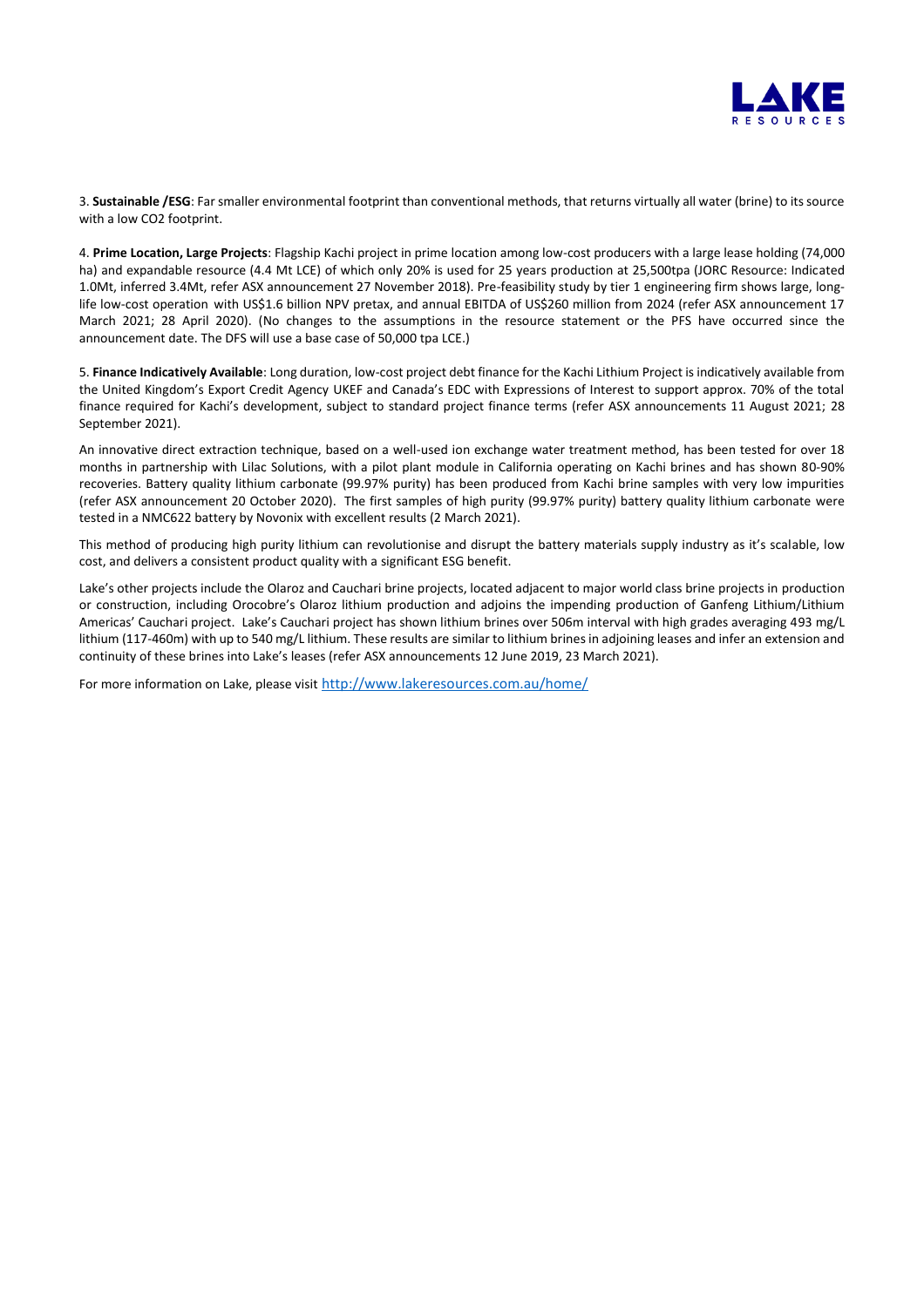3. **Sustainable /ESG**: Far smaller environmental footprint than conventional methods, that returns virtually all water (brine) to its source with a low $CO_2$ footprint.

4. **Prime Location, Large Projects**: Flagship Kachi project in prime location among low-cost producers with a large lease holding (74,000 ha) and expandable resource (4.4 Mt LCE) of which only 20% is used for 25 years production at 25,500tpa (JORC Resource: Indicated 1.0Mt, inferred 3.4Mt, refer ASX announcement 27 November 2018). Pre-feasibility study by tier 1 engineering firm shows large, long-life low-cost operation with US$1.6 billion NPV pretax, and annual EBITDA of US$260 million from 2024 (refer ASX announcement 17 March 2021; 28 April 2020). (No changes to the assumptions in the resource statement or the PFS have occurred since the announcement date. The DFS will use a base case of 50,000 tpa LCE.)

5. **Finance Indicatively Available**: Long duration, low-cost project debt finance for the Kachi Lithium Project is indicatively available from the United Kingdom's Export Credit Agency UKEF and Canada's EDC with Expressions of Interest to support approx. 70% of the total finance required for Kachi's development, subject to standard project finance terms (refer ASX announcements 11 August 2021; 28 September 2021).

An innovative direct extraction technique, based on a well-used ion exchange water treatment method, has been tested for over 18 months in partnership with Lilac Solutions, with a pilot plant module in California operating on Kachi brines and has shown 80-90% recoveries. Battery quality lithium carbonate (99.97% purity) has been produced from Kachi brine samples with very low impurities (refer ASX announcement 20 October 2020). The first samples of high purity (99.97% purity) battery quality lithium carbonate were tested in a NMC622 battery by Novonix with excellent results (2 March 2021).

This method of producing high purity lithium can revolutionise and disrupt the battery materials supply industry as it's scalable, low cost, and delivers a consistent product quality with a significant ESG benefit.

Lake's other projects include the Olaroz and Cauchari brine projects, located adjacent to major world class brine projects in production or construction, including Orocobre's Olaroz lithium production and adjoins the impending production of Ganfeng Lithium/Lithium Americas' Cauchari project. Lake's Cauchari project has shown lithium brines over 506m interval with high grades averaging 493 mg/L lithium (117-460m) with up to 540 mg/L lithium. These results are similar to lithium brines in adjoining leases and infer an extension and continuity of these brines into Lake's leases (refer ASX announcements 12 June 2019, 23 March 2021).

For more information on Lake, please visit http://www.lakeresources.com.au/home/